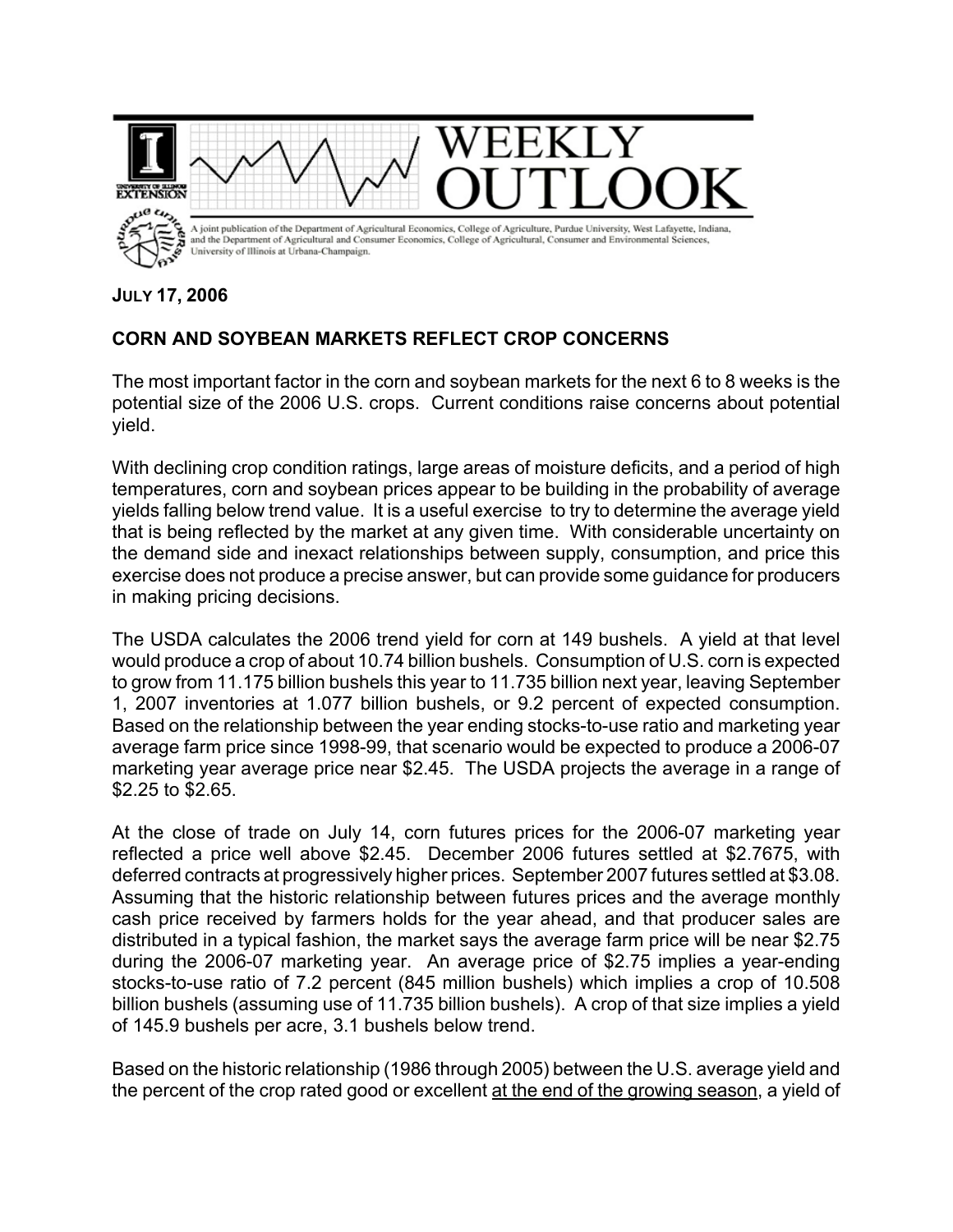# WEEKLY OUTLOOK

A joint publication of the Department of Agricultural Economics, College of Agriculture, Purdue University, West Lafayette, Indiana, and the Department of Agricultural and Consumer Economics, College of Agricultural, Consumer and Environmental Sciences, University of Illinois at Urbana-Champaign.

**JULY 17, 2006**

## CORN AND SOYBEAN MARKETS REFLECT CROP CONCERNS

The most important factor in the corn and soybean markets for the next 6 to 8 weeks is the potential size of the 2006 U.S. crops. Current conditions raise concerns about potential yield.

With declining crop condition ratings, large areas of moisture deficits, and a period of high temperatures, corn and soybean prices appear to be building in the probability of average yields falling below trend value. It is a useful exercise to try to determine the average yield that is being reflected by the market at any given time. With considerable uncertainty on the demand side and inexact relationships between supply, consumption, and price this exercise does not produce a precise answer, but can provide some guidance for producers in making pricing decisions.

The USDA calculates the 2006 trend yield for corn at 149 bushels. A yield at that level would produce a crop of about 10.74 billion bushels. Consumption of U.S. corn is expected to grow from 11.175 billion bushels this year to 11.735 billion next year, leaving September 1, 2007 inventories at 1.077 billion bushels, or 9.2 percent of expected consumption. Based on the relationship between the year ending stocks-to-use ratio and marketing year average farm price since 1998-99, that scenario would be expected to produce a 2006-07 marketing year average price near $2.45. The USDA projects the average in a range of $2.25 to $2.65.

At the close of trade on July 14, corn futures prices for the 2006-07 marketing year reflected a price well above $2.45. December 2006 futures settled at $2.7675, with deferred contracts at progressively higher prices. September 2007 futures settled at $3.08. Assuming that the historic relationship between futures prices and the average monthly cash price received by farmers holds for the year ahead, and that producer sales are distributed in a typical fashion, the market says the average farm price will be near $2.75 during the 2006-07 marketing year. An average price of $2.75 implies a year-ending stocks-to-use ratio of 7.2 percent (845 million bushels) which implies a crop of 10.508 billion bushels (assuming use of 11.735 billion bushels). A crop of that size implies a yield of 145.9 bushels per acre, 3.1 bushels below trend.

Based on the historic relationship (1986 through 2005) between the U.S. average yield and the percent of the crop rated good or excellent <u>at the end of the growing season</u>, a yield of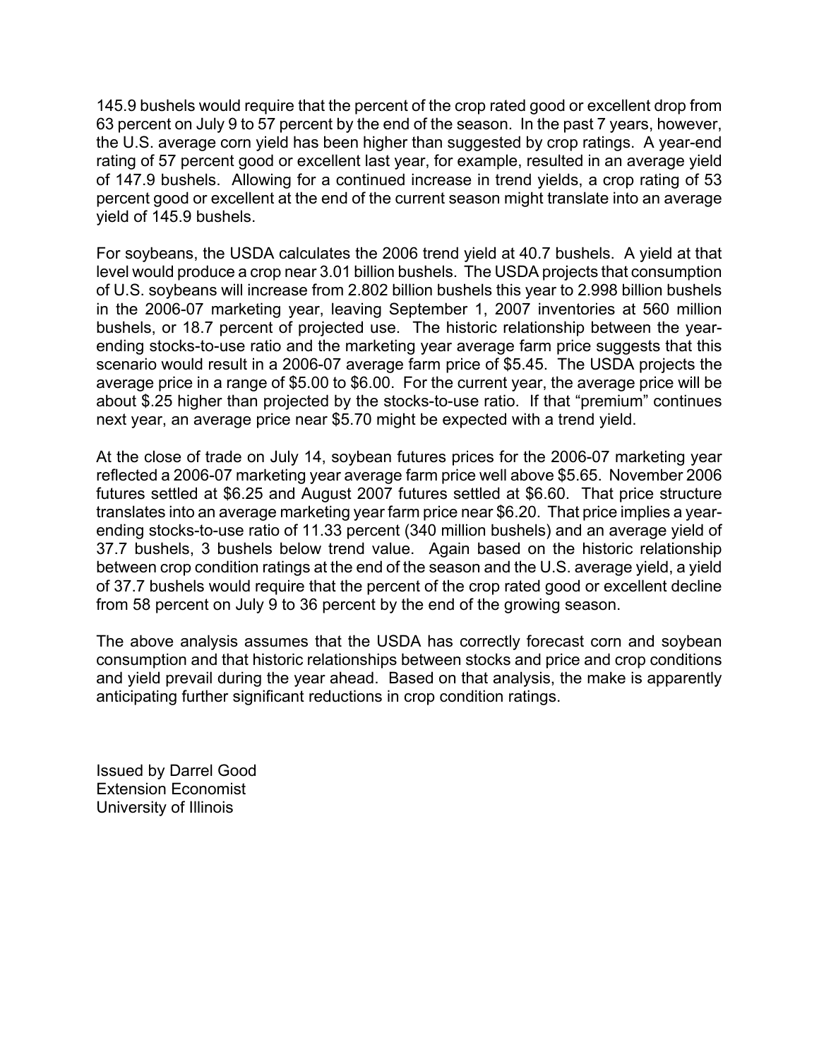145.9 bushels would require that the percent of the crop rated good or excellent drop from 63 percent on July 9 to 57 percent by the end of the season. In the past 7 years, however, the U.S. average corn yield has been higher than suggested by crop ratings. A year-end rating of 57 percent good or excellent last year, for example, resulted in an average yield of 147.9 bushels. Allowing for a continued increase in trend yields, a crop rating of 53 percent good or excellent at the end of the current season might translate into an average yield of 145.9 bushels.

For soybeans, the USDA calculates the 2006 trend yield at 40.7 bushels. A yield at that level would produce a crop near 3.01 billion bushels. The USDA projects that consumption of U.S. soybeans will increase from 2.802 billion bushels this year to 2.998 billion bushels in the 2006-07 marketing year, leaving September 1, 2007 inventories at 560 million bushels, or 18.7 percent of projected use. The historic relationship between the year-ending stocks-to-use ratio and the marketing year average farm price suggests that this scenario would result in a 2006-07 average farm price of $5.45. The USDA projects the average price in a range of $5.00 to $6.00. For the current year, the average price will be about $.25 higher than projected by the stocks-to-use ratio. If that "premium" continues next year, an average price near $5.70 might be expected with a trend yield.

At the close of trade on July 14, soybean futures prices for the 2006-07 marketing year reflected a 2006-07 marketing year average farm price well above $5.65. November 2006 futures settled at $6.25 and August 2007 futures settled at $6.60. That price structure translates into an average marketing year farm price near $6.20. That price implies a year-ending stocks-to-use ratio of 11.33 percent (340 million bushels) and an average yield of 37.7 bushels, 3 bushels below trend value. Again based on the historic relationship between crop condition ratings at the end of the season and the U.S. average yield, a yield of 37.7 bushels would require that the percent of the crop rated good or excellent decline from 58 percent on July 9 to 36 percent by the end of the growing season.

The above analysis assumes that the USDA has correctly forecast corn and soybean consumption and that historic relationships between stocks and price and crop conditions and yield prevail during the year ahead. Based on that analysis, the make is apparently anticipating further significant reductions in crop condition ratings.

Issued by Darrel Good
Extension Economist
University of Illinois